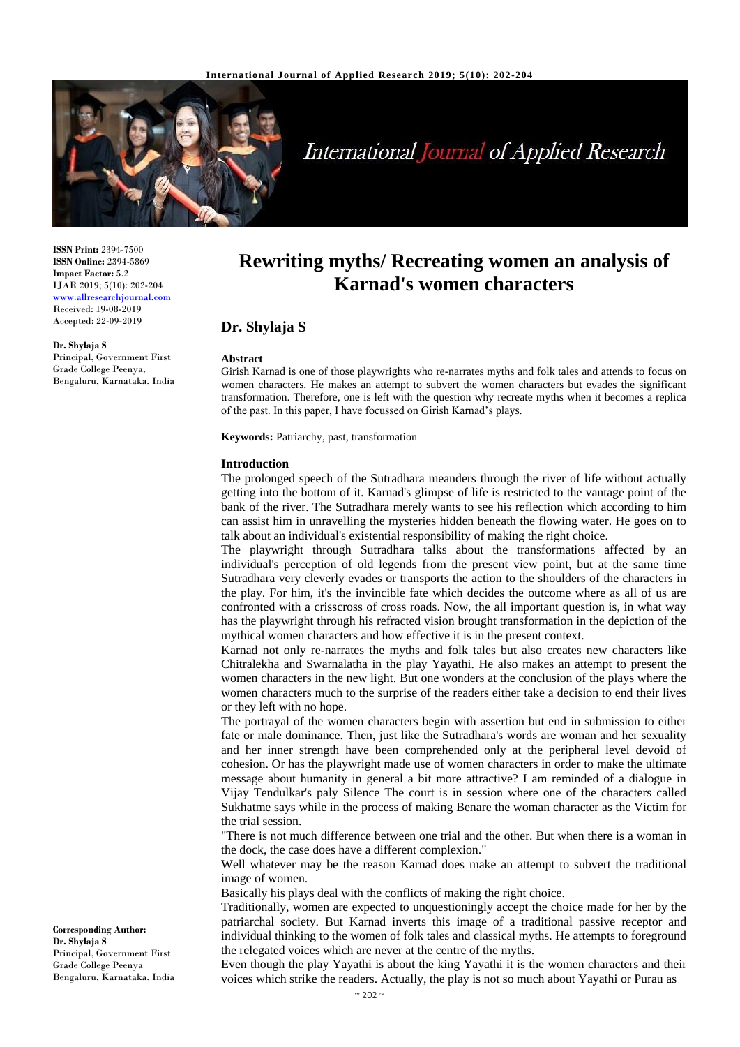ISSN Print: 2394-7500
ISSN Online: 2394-5869
Impact Factor: 5.2
IJAR 2019; 5(10): 202-204
www.allresearchjournal.com
Received: 19-08-2019
Accepted: 22-09-2019

**Dr. Shylaja S**
Principal, Government First Grade College Peenya, Bengaluru, Karnataka, India

**Corresponding Author:**
**Dr. Shylaja S**
Principal, Government First Grade College Peenya Bengaluru, Karnataka, India

# Rewriting myths/ Recreating women an analysis of Karnad's women characters

## Dr. Shylaja S

### Abstract

Girish Karnad is one of those playwrights who re-narrates myths and folk tales and attends to focus on women characters. He makes an attempt to subvert the women characters but evades the significant transformation. Therefore, one is left with the question why recreate myths when it becomes a replica of the past. In this paper, I have focussed on Girish Karnad's plays.

**Keywords:** Patriarchy, past, transformation

### Introduction

The prolonged speech of the Sutradhara meanders through the river of life without actually getting into the bottom of it. Karnad's glimpse of life is restricted to the vantage point of the bank of the river. The Sutradhara merely wants to see his reflection which according to him can assist him in unravelling the mysteries hidden beneath the flowing water. He goes on to talk about an individual's existential responsibility of making the right choice.

The playwright through Sutradhara talks about the transformations affected by an individual's perception of old legends from the present view point, but at the same time Sutradhara very cleverly evades or transports the action to the shoulders of the characters in the play. For him, it's the invincible fate which decides the outcome where as all of us are confronted with a crisscross of cross roads. Now, the all important question is, in what way has the playwright through his refracted vision brought transformation in the depiction of the mythical women characters and how effective it is in the present context.

Karnad not only re-narrates the myths and folk tales but also creates new characters like Chitralekha and Swarnalatha in the play Yayathi. He also makes an attempt to present the women characters in the new light. But one wonders at the conclusion of the plays where the women characters much to the surprise of the readers either take a decision to end their lives or they left with no hope.

The portrayal of the women characters begin with assertion but end in submission to either fate or male dominance. Then, just like the Sutradhara's words are woman and her sexuality and her inner strength have been comprehended only at the peripheral level devoid of cohesion. Or has the playwright made use of women characters in order to make the ultimate message about humanity in general a bit more attractive? I am reminded of a dialogue in Vijay Tendulkar's paly Silence The court is in session where one of the characters called Sukhatme says while in the process of making Benare the woman character as the Victim for the trial session.

"There is not much difference between one trial and the other. But when there is a woman in the dock, the case does have a different complexion."

Well whatever may be the reason Karnad does make an attempt to subvert the traditional image of women.

Basically his plays deal with the conflicts of making the right choice.

Traditionally, women are expected to unquestioningly accept the choice made for her by the patriarchal society. But Karnad inverts this image of a traditional passive receptor and individual thinking to the women of folk tales and classical myths. He attempts to foreground the relegated voices which are never at the centre of the myths.

Even though the play Yayathi is about the king Yayathi it is the women characters and their voices which strike the readers. Actually, the play is not so much about Yayathi or Purau as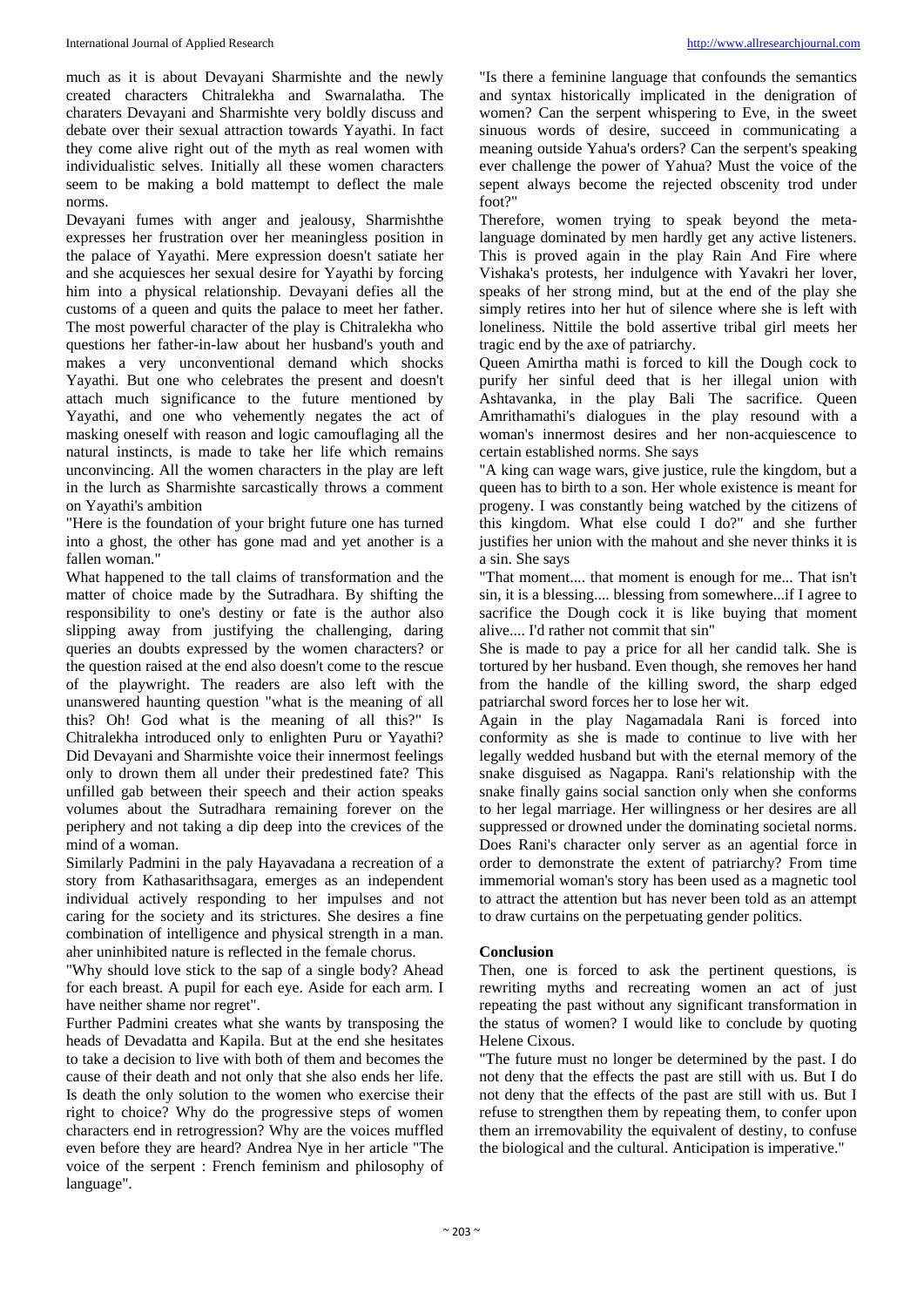much as it is about Devayani Sharmishte and the newly created characters Chitralekha and Swarnalatha. The charaters Devayani and Sharmishte very boldly discuss and debate over their sexual attraction towards Yayathi. In fact they come alive right out of the myth as real women with individualistic selves. Initially all these women characters seem to be making a bold mattempt to deflect the male norms.

Devayani fumes with anger and jealousy, Sharmishthe expresses her frustration over her meaningless position in the palace of Yayathi. Mere expression doesn't satiate her and she acquiesces her sexual desire for Yayathi by forcing him into a physical relationship. Devayani defies all the customs of a queen and quits the palace to meet her father. The most powerful character of the play is Chitralekha who questions her father-in-law about her husband's youth and makes a very unconventional demand which shocks Yayathi. But one who celebrates the present and doesn't attach much significance to the future mentioned by Yayathi, and one who vehemently negates the act of masking oneself with reason and logic camouflaging all the natural instincts, is made to take her life which remains unconvincing. All the women characters in the play are left in the lurch as Sharmishte sarcastically throws a comment on Yayathi's ambition

"Here is the foundation of your bright future one has turned into a ghost, the other has gone mad and yet another is a fallen woman."

What happened to the tall claims of transformation and the matter of choice made by the Sutradhara. By shifting the responsibility to one's destiny or fate is the author also slipping away from justifying the challenging, daring queries an doubts expressed by the women characters? or the question raised at the end also doesn't come to the rescue of the playwright. The readers are also left with the unanswered haunting question "what is the meaning of all this? Oh! God what is the meaning of all this?" Is Chitralekha introduced only to enlighten Puru or Yayathi? Did Devayani and Sharmishte voice their innermost feelings only to drown them all under their predestined fate? This unfilled gab between their speech and their action speaks volumes about the Sutradhara remaining forever on the periphery and not taking a dip deep into the crevices of the mind of a woman.

Similarly Padmini in the paly Hayavadana a recreation of a story from Kathasarithsagara, emerges as an independent individual actively responding to her impulses and not caring for the society and its strictures. She desires a fine combination of intelligence and physical strength in a man. aher uninhibited nature is reflected in the female chorus.

"Why should love stick to the sap of a single body? Ahead for each breast. A pupil for each eye. Aside for each arm. I have neither shame nor regret".

Further Padmini creates what she wants by transposing the heads of Devadatta and Kapila. But at the end she hesitates to take a decision to live with both of them and becomes the cause of their death and not only that she also ends her life. Is death the only solution to the women who exercise their right to choice? Why do the progressive steps of women characters end in retrogression? Why are the voices muffled even before they are heard? Andrea Nye in her article "The voice of the serpent : French feminism and philosophy of language".

"Is there a feminine language that confounds the semantics and syntax historically implicated in the denigration of women? Can the serpent whispering to Eve, in the sweet sinuous words of desire, succeed in communicating a meaning outside Yahua's orders? Can the serpent's speaking ever challenge the power of Yahua? Must the voice of the sepent always become the rejected obscenity trod under foot?"

Therefore, women trying to speak beyond the meta-language dominated by men hardly get any active listeners. This is proved again in the play Rain And Fire where Vishaka's protests, her indulgence with Yavakri her lover, speaks of her strong mind, but at the end of the play she simply retires into her hut of silence where she is left with loneliness. Nittile the bold assertive tribal girl meets her tragic end by the axe of patriarchy.

Queen Amirtha mathi is forced to kill the Dough cock to purify her sinful deed that is her illegal union with Ashtavanka, in the play Bali The sacrifice. Queen Amrithamathi's dialogues in the play resound with a woman's innermost desires and her non-acquiescence to certain established norms. She says

"A king can wage wars, give justice, rule the kingdom, but a queen has to birth to a son. Her whole existence is meant for progeny. I was constantly being watched by the citizens of this kingdom. What else could I do?" and she further justifies her union with the mahout and she never thinks it is a sin. She says

"That moment.... that moment is enough for me... That isn't sin, it is a blessing.... blessing from somewhere...if I agree to sacrifice the Dough cock it is like buying that moment alive.... I'd rather not commit that sin"

She is made to pay a price for all her candid talk. She is tortured by her husband. Even though, she removes her hand from the handle of the killing sword, the sharp edged patriarchal sword forces her to lose her wit.

Again in the play Nagamadala Rani is forced into conformity as she is made to continue to live with her legally wedded husband but with the eternal memory of the snake disguised as Nagappa. Rani's relationship with the snake finally gains social sanction only when she conforms to her legal marriage. Her willingness or her desires are all suppressed or drowned under the dominating societal norms. Does Rani's character only server as an agential force in order to demonstrate the extent of patriarchy? From time immemorial woman's story has been used as a magnetic tool to attract the attention but has never been told as an attempt to draw curtains on the perpetuating gender politics.

## Conclusion

Then, one is forced to ask the pertinent questions, is rewriting myths and recreating women an act of just repeating the past without any significant transformation in the status of women? I would like to conclude by quoting Helene Cixous.

"The future must no longer be determined by the past. I do not deny that the effects the past are still with us. But I do not deny that the effects of the past are still with us. But I refuse to strengthen them by repeating them, to confer upon them an irremovability the equivalent of destiny, to confuse the biological and the cultural. Anticipation is imperative."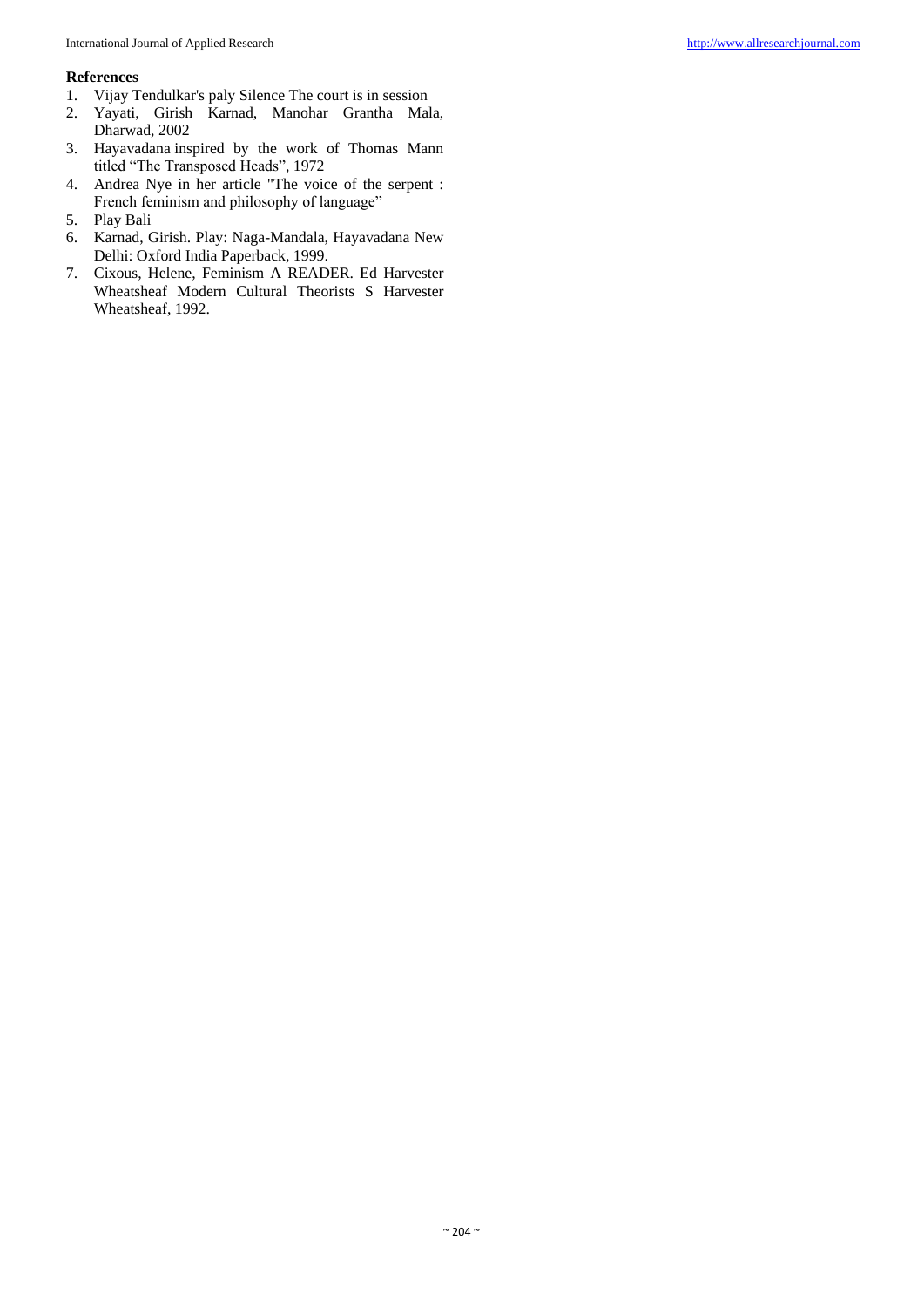**References**

1. Vijay Tendulkar's paly Silence The court is in session
2. Yayati, Girish Karnad, Manohar Grantha Mala, Dharwad, 2002
3. Hayavadana inspired by the work of Thomas Mann titled "The Transposed Heads", 1972
4. Andrea Nye in her article "The voice of the serpent : French feminism and philosophy of language"
5. Play Bali
6. Karnad, Girish. Play: Naga-Mandala, Hayavadana New Delhi: Oxford India Paperback, 1999.
7. Cixous, Helene, Feminism A READER. Ed Harvester Wheatsheaf Modern Cultural Theorists S Harvester Wheatsheaf, 1992.